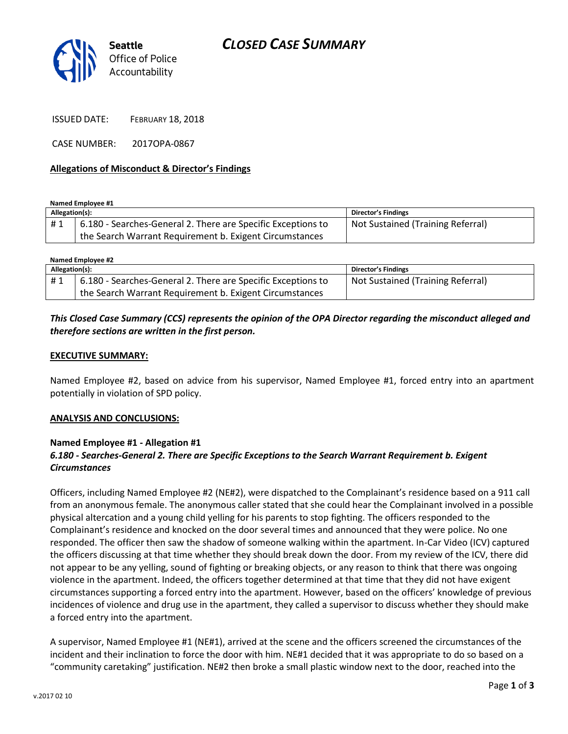# CLOSED CASE SUMMARY

Seattle Office of Police Accountability

ISSUED DATE: FEBRUARY 18, 2018

CASE NUMBER: 2017OPA-0867

**Allegations of Misconduct & Director's Findings**

**Named Employee #1**

| Allegation(s): | | Director's Findings |
|---|---|---|
| # 1 | 6.180 - Searches-General 2. There are Specific Exceptions to the Search Warrant Requirement b. Exigent Circumstances | Not Sustained (Training Referral) |

**Named Employee #2**

| Allegation(s): | | Director's Findings |
|---|---|---|
| # 1 | 6.180 - Searches-General 2. There are Specific Exceptions to the Search Warrant Requirement b. Exigent Circumstances | Not Sustained (Training Referral) |

***This Closed Case Summary (CCS) represents the opinion of the OPA Director regarding the misconduct alleged and therefore sections are written in the first person.***

**EXECUTIVE SUMMARY:**

Named Employee #2, based on advice from his supervisor, Named Employee #1, forced entry into an apartment potentially in violation of SPD policy.

**ANALYSIS AND CONCLUSIONS:**

**Named Employee #1 - Allegation #1**
***6.180 - Searches-General 2. There are Specific Exceptions to the Search Warrant Requirement b. Exigent Circumstances***

Officers, including Named Employee #2 (NE#2), were dispatched to the Complainant's residence based on a 911 call from an anonymous female. The anonymous caller stated that she could hear the Complainant involved in a possible physical altercation and a young child yelling for his parents to stop fighting. The officers responded to the Complainant's residence and knocked on the door several times and announced that they were police. No one responded. The officer then saw the shadow of someone walking within the apartment. In-Car Video (ICV) captured the officers discussing at that time whether they should break down the door. From my review of the ICV, there did not appear to be any yelling, sound of fighting or breaking objects, or any reason to think that there was ongoing violence in the apartment. Indeed, the officers together determined at that time that they did not have exigent circumstances supporting a forced entry into the apartment. However, based on the officers' knowledge of previous incidences of violence and drug use in the apartment, they called a supervisor to discuss whether they should make a forced entry into the apartment.

A supervisor, Named Employee #1 (NE#1), arrived at the scene and the officers screened the circumstances of the incident and their inclination to force the door with him. NE#1 decided that it was appropriate to do so based on a "community caretaking" justification. NE#2 then broke a small plastic window next to the door, reached into the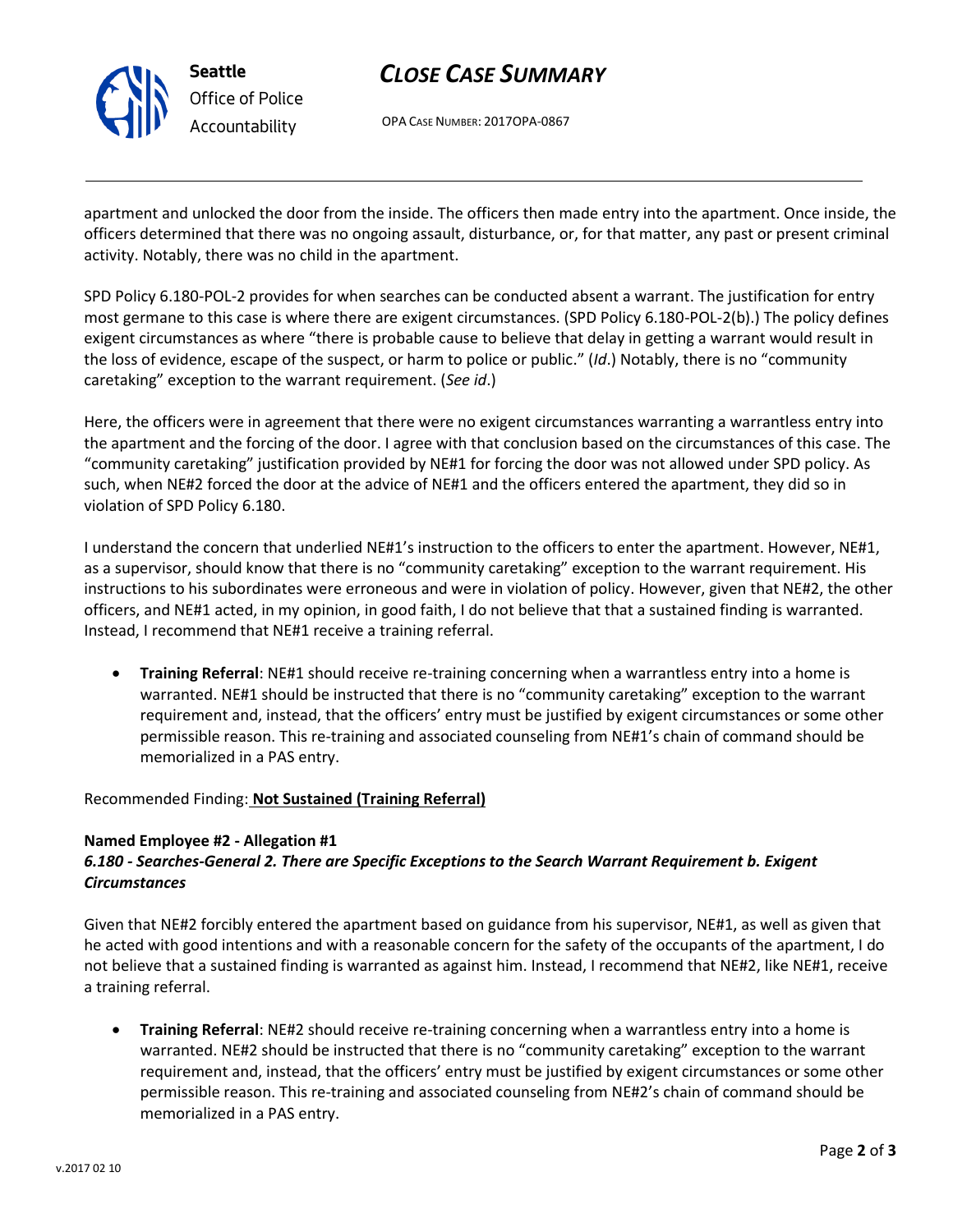apartment and unlocked the door from the inside. The officers then made entry into the apartment. Once inside, the officers determined that there was no ongoing assault, disturbance, or, for that matter, any past or present criminal activity. Notably, there was no child in the apartment.

SPD Policy 6.180-POL-2 provides for when searches can be conducted absent a warrant. The justification for entry most germane to this case is where there are exigent circumstances. (SPD Policy 6.180-POL-2(b).) The policy defines exigent circumstances as where "there is probable cause to believe that delay in getting a warrant would result in the loss of evidence, escape of the suspect, or harm to police or public." (*Id*.) Notably, there is no "community caretaking" exception to the warrant requirement. (*See id*.)

Here, the officers were in agreement that there were no exigent circumstances warranting a warrantless entry into the apartment and the forcing of the door. I agree with that conclusion based on the circumstances of this case. The "community caretaking" justification provided by NE#1 for forcing the door was not allowed under SPD policy. As such, when NE#2 forced the door at the advice of NE#1 and the officers entered the apartment, they did so in violation of SPD Policy 6.180.

I understand the concern that underlied NE#1's instruction to the officers to enter the apartment. However, NE#1, as a supervisor, should know that there is no "community caretaking" exception to the warrant requirement. His instructions to his subordinates were erroneous and were in violation of policy. However, given that NE#2, the other officers, and NE#1 acted, in my opinion, in good faith, I do not believe that that a sustained finding is warranted. Instead, I recommend that NE#1 receive a training referral.

- **Training Referral**: NE#1 should receive re-training concerning when a warrantless entry into a home is warranted. NE#1 should be instructed that there is no "community caretaking" exception to the warrant requirement and, instead, that the officers' entry must be justified by exigent circumstances or some other permissible reason. This re-training and associated counseling from NE#1's chain of command should be memorialized in a PAS entry.

Recommended Finding: **Not Sustained (Training Referral)**

**Named Employee #2 - Allegation #1**
***6.180 - Searches-General 2. There are Specific Exceptions to the Search Warrant Requirement b. Exigent Circumstances***

Given that NE#2 forcibly entered the apartment based on guidance from his supervisor, NE#1, as well as given that he acted with good intentions and with a reasonable concern for the safety of the occupants of the apartment, I do not believe that a sustained finding is warranted as against him. Instead, I recommend that NE#2, like NE#1, receive a training referral.

- **Training Referral**: NE#2 should receive re-training concerning when a warrantless entry into a home is warranted. NE#2 should be instructed that there is no "community caretaking" exception to the warrant requirement and, instead, that the officers' entry must be justified by exigent circumstances or some other permissible reason. This re-training and associated counseling from NE#2's chain of command should be memorialized in a PAS entry.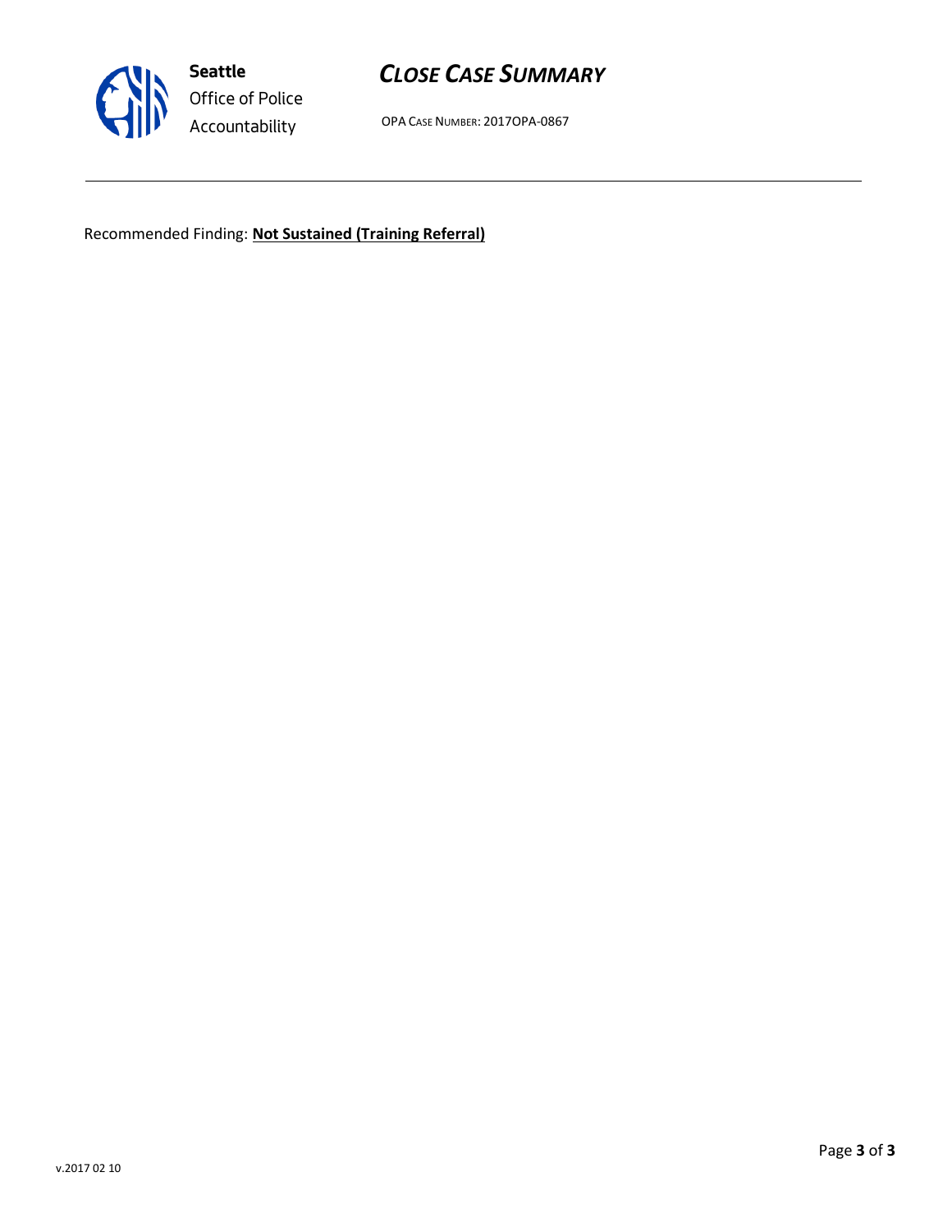Recommended Finding: **Not Sustained (Training Referral)**